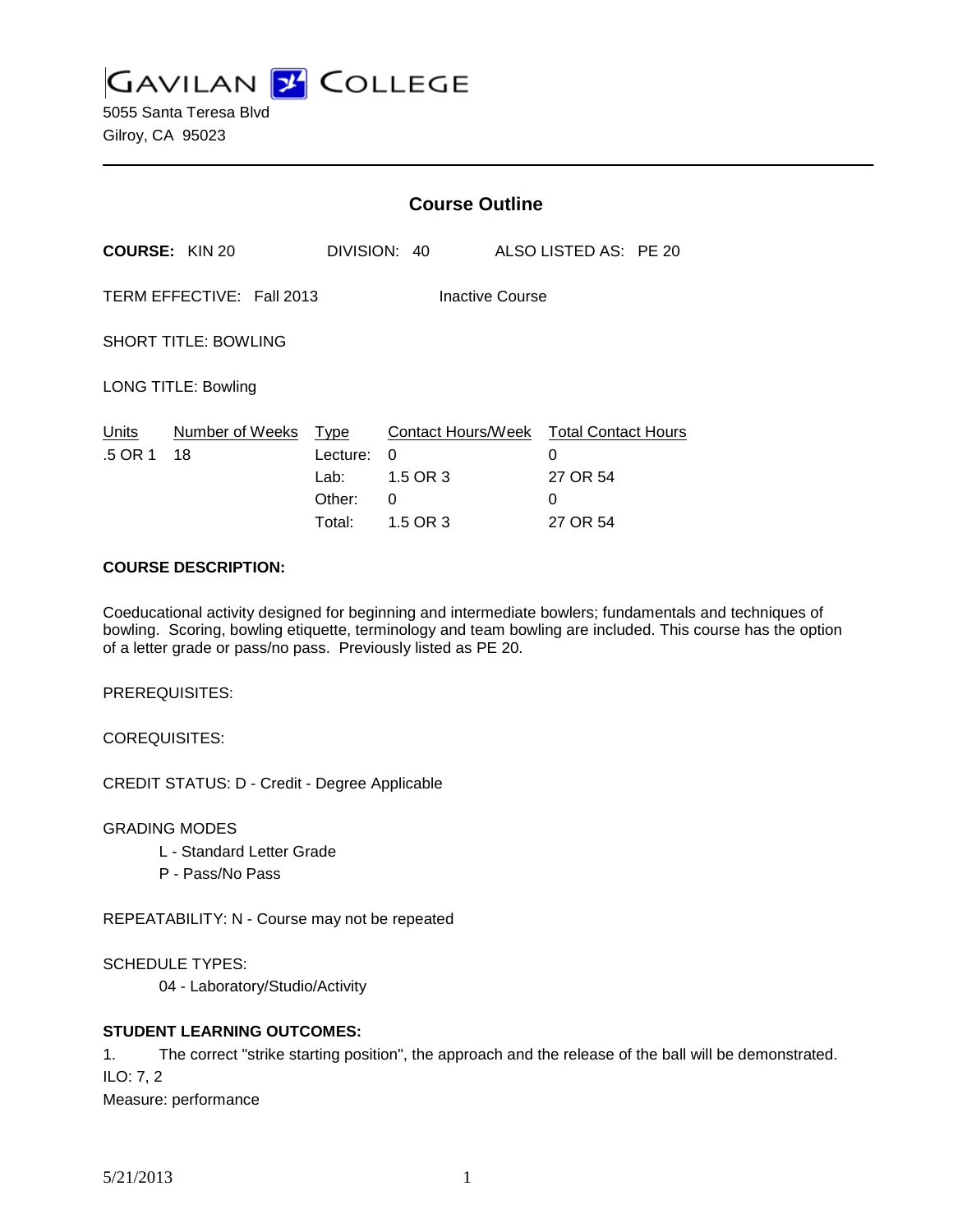# GAVILAN COLLEGE

5055 Santa Teresa Blvd
Gilroy, CA 95023

## Course Outline

**COURSE:** KIN 20 DIVISION: 40 ALSO LISTED AS: PE 20

TERM EFFECTIVE: Fall 2013 Inactive Course

SHORT TITLE: BOWLING

LONG TITLE: Bowling

| Units | Number of Weeks | Type | Contact Hours/Week | Total Contact Hours |
|---|---|---|---|---|
| .5 OR 1 | 18 | Lecture: | 0 | 0 |
| | | Lab: | 1.5 OR 3 | 27 OR 54 |
| | | Other: | 0 | 0 |
| | | Total: | 1.5 OR 3 | 27 OR 54 |

**COURSE DESCRIPTION:**

Coeducational activity designed for beginning and intermediate bowlers; fundamentals and techniques of bowling. Scoring, bowling etiquette, terminology and team bowling are included. This course has the option of a letter grade or pass/no pass. Previously listed as PE 20.

PREREQUISITES:

COREQUISITES:

CREDIT STATUS: D - Credit - Degree Applicable

GRADING MODES

L - Standard Letter Grade
P - Pass/No Pass

REPEATABILITY: N - Course may not be repeated

SCHEDULE TYPES:

04 - Laboratory/Studio/Activity

**STUDENT LEARNING OUTCOMES:**

1. The correct "strike starting position", the approach and the release of the ball will be demonstrated.
ILO: 7, 2
Measure: performance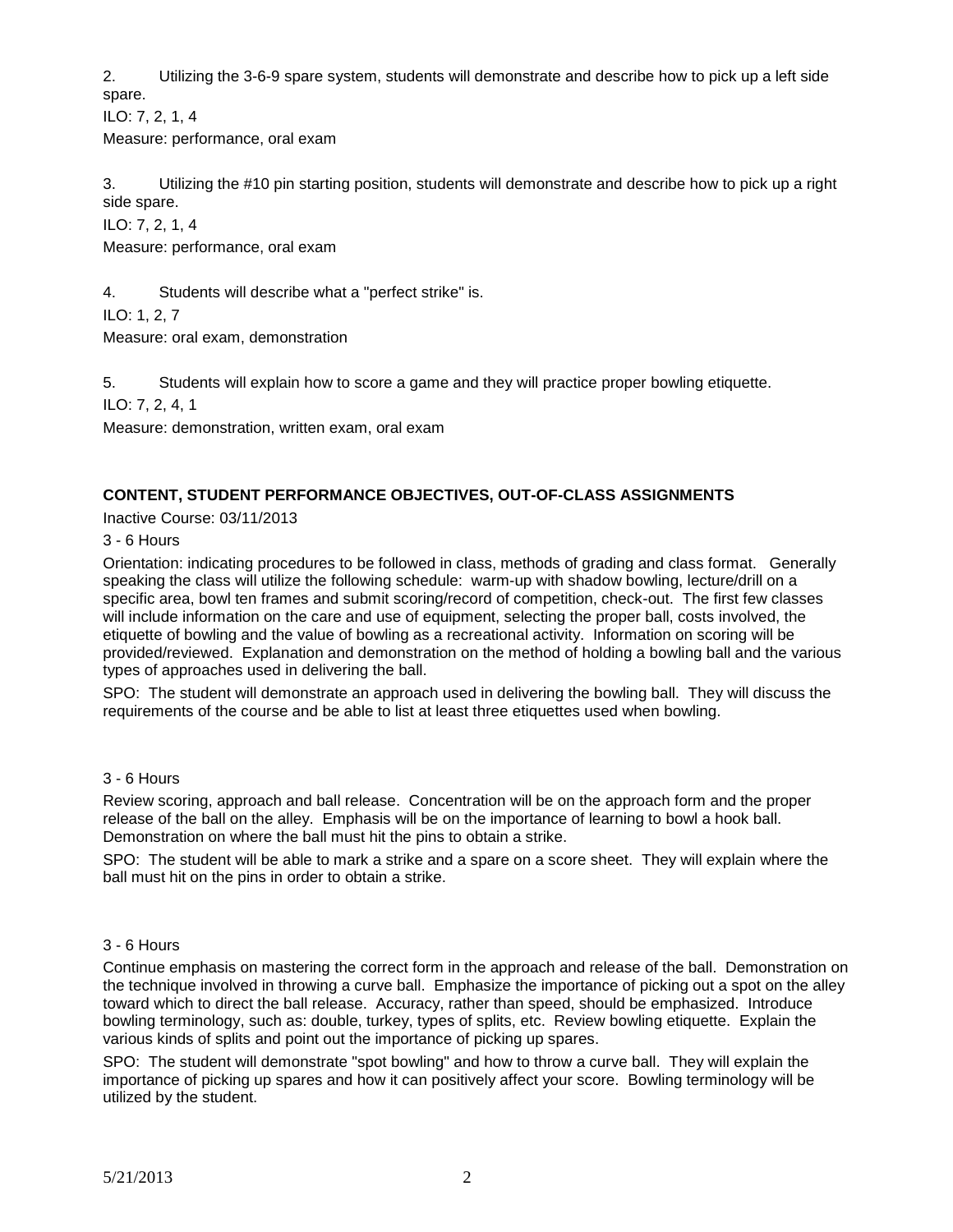2. Utilizing the 3-6-9 spare system, students will demonstrate and describe how to pick up a left side spare.

ILO: 7, 2, 1, 4

Measure: performance, oral exam

3. Utilizing the #10 pin starting position, students will demonstrate and describe how to pick up a right side spare.

ILO: 7, 2, 1, 4

Measure: performance, oral exam

4. Students will describe what a "perfect strike" is.

ILO: 1, 2, 7

Measure: oral exam, demonstration

5. Students will explain how to score a game and they will practice proper bowling etiquette.

ILO: 7, 2, 4, 1

Measure: demonstration, written exam, oral exam

**CONTENT, STUDENT PERFORMANCE OBJECTIVES, OUT-OF-CLASS ASSIGNMENTS**

Inactive Course: 03/11/2013

3 - 6 Hours

Orientation: indicating procedures to be followed in class, methods of grading and class format. Generally speaking the class will utilize the following schedule: warm-up with shadow bowling, lecture/drill on a specific area, bowl ten frames and submit scoring/record of competition, check-out. The first few classes will include information on the care and use of equipment, selecting the proper ball, costs involved, the etiquette of bowling and the value of bowling as a recreational activity. Information on scoring will be provided/reviewed. Explanation and demonstration on the method of holding a bowling ball and the various types of approaches used in delivering the ball.

SPO: The student will demonstrate an approach used in delivering the bowling ball. They will discuss the requirements of the course and be able to list at least three etiquettes used when bowling.

3 - 6 Hours

Review scoring, approach and ball release. Concentration will be on the approach form and the proper release of the ball on the alley. Emphasis will be on the importance of learning to bowl a hook ball. Demonstration on where the ball must hit the pins to obtain a strike.

SPO: The student will be able to mark a strike and a spare on a score sheet. They will explain where the ball must hit on the pins in order to obtain a strike.

3 - 6 Hours

Continue emphasis on mastering the correct form in the approach and release of the ball. Demonstration on the technique involved in throwing a curve ball. Emphasize the importance of picking out a spot on the alley toward which to direct the ball release. Accuracy, rather than speed, should be emphasized. Introduce bowling terminology, such as: double, turkey, types of splits, etc. Review bowling etiquette. Explain the various kinds of splits and point out the importance of picking up spares.

SPO: The student will demonstrate "spot bowling" and how to throw a curve ball. They will explain the importance of picking up spares and how it can positively affect your score. Bowling terminology will be utilized by the student.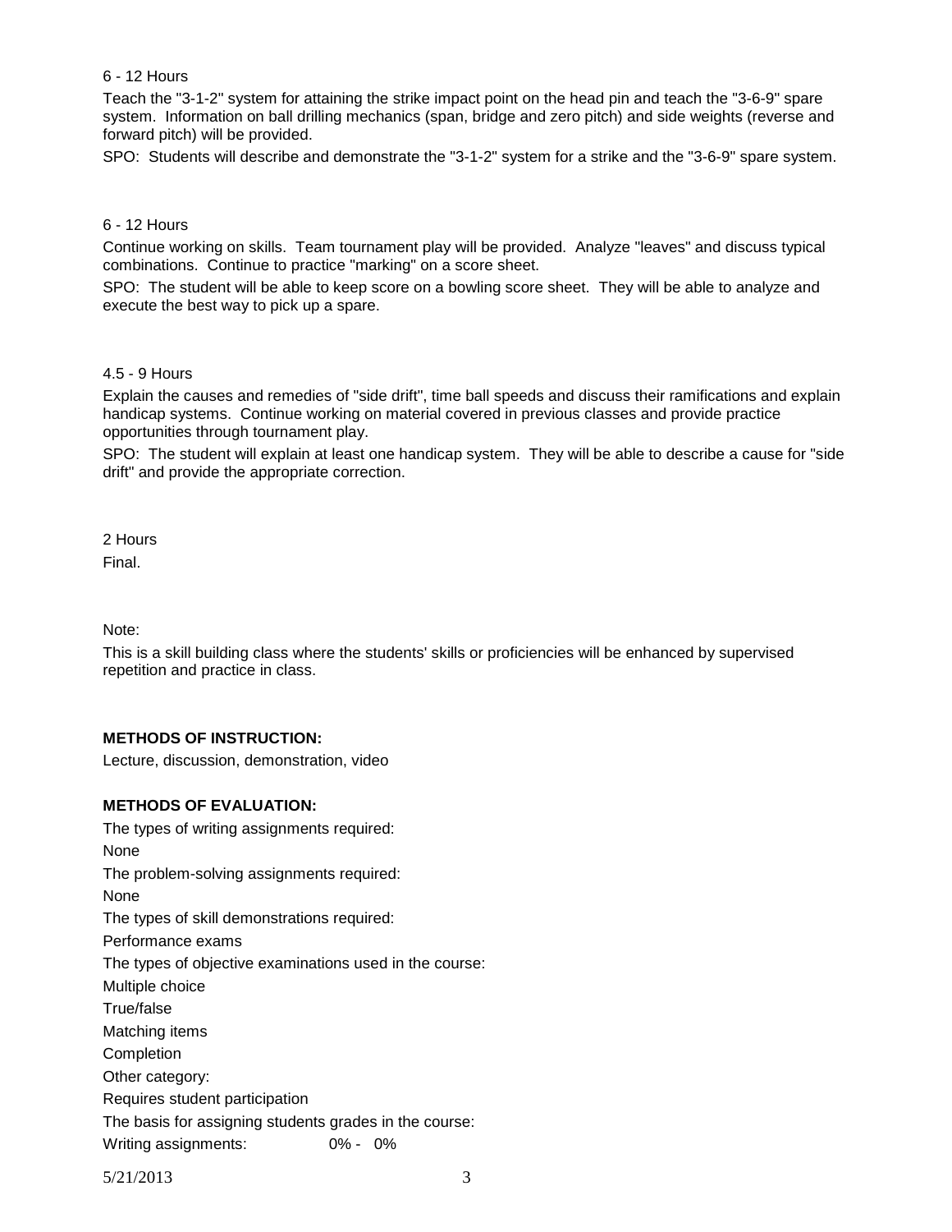6 - 12 Hours

Teach the "3-1-2" system for attaining the strike impact point on the head pin and teach the "3-6-9" spare system. Information on ball drilling mechanics (span, bridge and zero pitch) and side weights (reverse and forward pitch) will be provided.

SPO: Students will describe and demonstrate the "3-1-2" system for a strike and the "3-6-9" spare system.

6 - 12 Hours

Continue working on skills. Team tournament play will be provided. Analyze "leaves" and discuss typical combinations. Continue to practice "marking" on a score sheet.

SPO: The student will be able to keep score on a bowling score sheet. They will be able to analyze and execute the best way to pick up a spare.

4.5 - 9 Hours

Explain the causes and remedies of "side drift", time ball speeds and discuss their ramifications and explain handicap systems. Continue working on material covered in previous classes and provide practice opportunities through tournament play.

SPO: The student will explain at least one handicap system. They will be able to describe a cause for "side drift" and provide the appropriate correction.

2 Hours

Final.

Note:

This is a skill building class where the students' skills or proficiencies will be enhanced by supervised repetition and practice in class.

**METHODS OF INSTRUCTION:**

Lecture, discussion, demonstration, video

**METHODS OF EVALUATION:**

The types of writing assignments required:

None

The problem-solving assignments required:

None

The types of skill demonstrations required:

Performance exams

The types of objective examinations used in the course:

Multiple choice

True/false

Matching items

Completion

Other category:

Requires student participation

The basis for assigning students grades in the course:

Writing assignments: 0% - 0%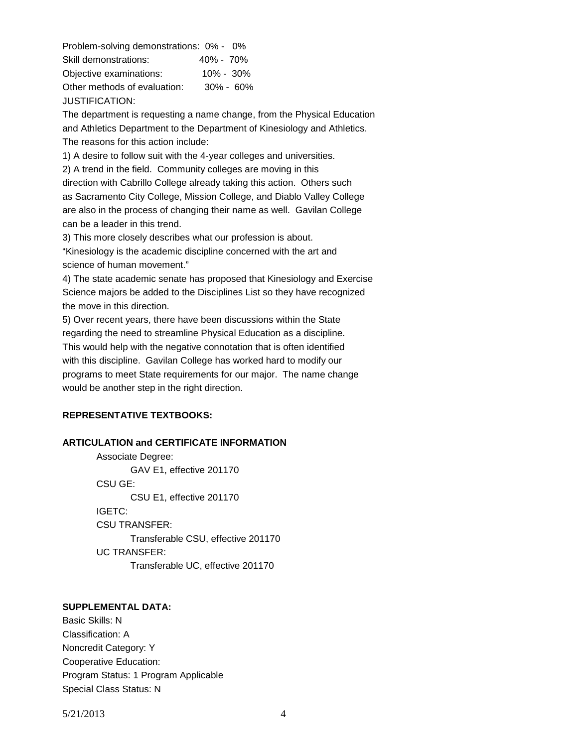Problem-solving demonstrations: 0% - 0%

Skill demonstrations: 40% - 70%

Objective examinations: 10% - 30%

Other methods of evaluation: 30% - 60%

JUSTIFICATION:

The department is requesting a name change, from the Physical Education and Athletics Department to the Department of Kinesiology and Athletics. The reasons for this action include:

1) A desire to follow suit with the 4-year colleges and universities.
2) A trend in the field. Community colleges are moving in this direction with Cabrillo College already taking this action. Others such as Sacramento City College, Mission College, and Diablo Valley College are also in the process of changing their name as well. Gavilan College can be a leader in this trend.
3) This more closely describes what our profession is about. "Kinesiology is the academic discipline concerned with the art and science of human movement."
4) The state academic senate has proposed that Kinesiology and Exercise Science majors be added to the Disciplines List so they have recognized the move in this direction.
5) Over recent years, there have been discussions within the State regarding the need to streamline Physical Education as a discipline. This would help with the negative connotation that is often identified with this discipline. Gavilan College has worked hard to modify our programs to meet State requirements for our major. The name change would be another step in the right direction.

**REPRESENTATIVE TEXTBOOKS:**

**ARTICULATION and CERTIFICATE INFORMATION**

Associate Degree:
  GAV E1, effective 201170
CSU GE:
  CSU E1, effective 201170
IGETC:
CSU TRANSFER:
  Transferable CSU, effective 201170
UC TRANSFER:
  Transferable UC, effective 201170

**SUPPLEMENTAL DATA:**

Basic Skills: N

Classification: A

Noncredit Category: Y

Cooperative Education:

Program Status: 1 Program Applicable

Special Class Status: N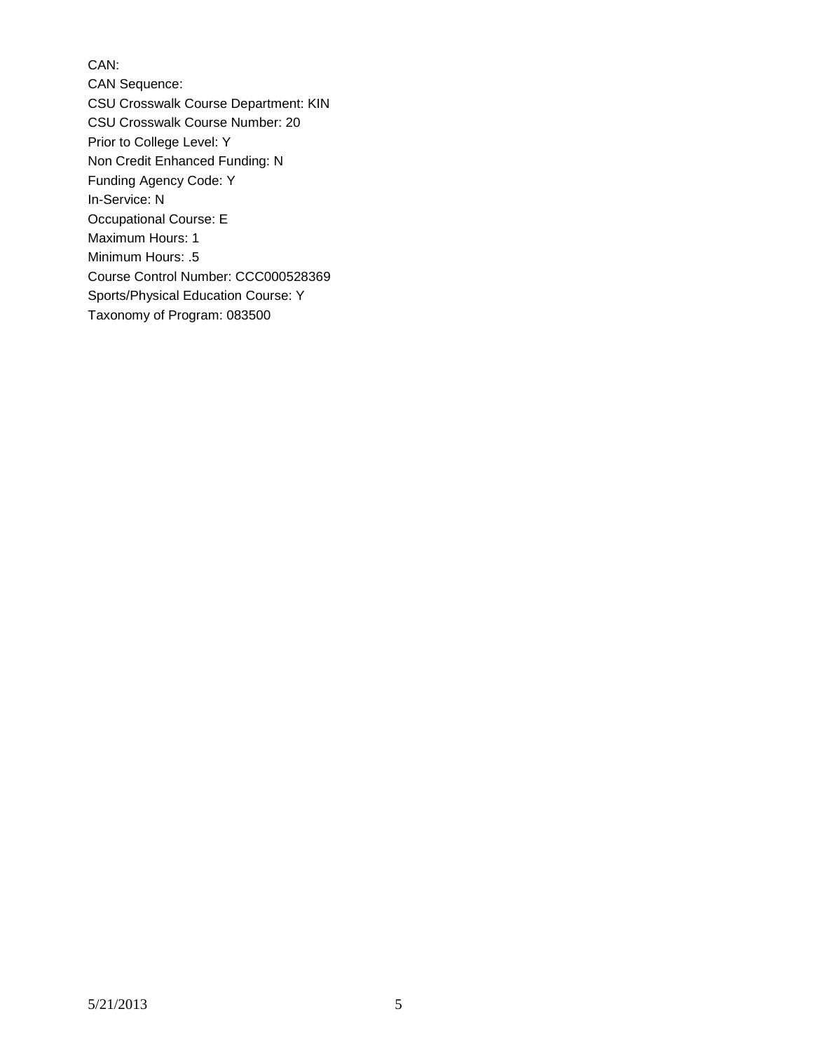CAN:
CAN Sequence:
CSU Crosswalk Course Department: KIN
CSU Crosswalk Course Number: 20
Prior to College Level: Y
Non Credit Enhanced Funding: N
Funding Agency Code: Y
In-Service: N
Occupational Course: E
Maximum Hours: 1
Minimum Hours: .5
Course Control Number: CCC000528369
Sports/Physical Education Course: Y
Taxonomy of Program: 083500